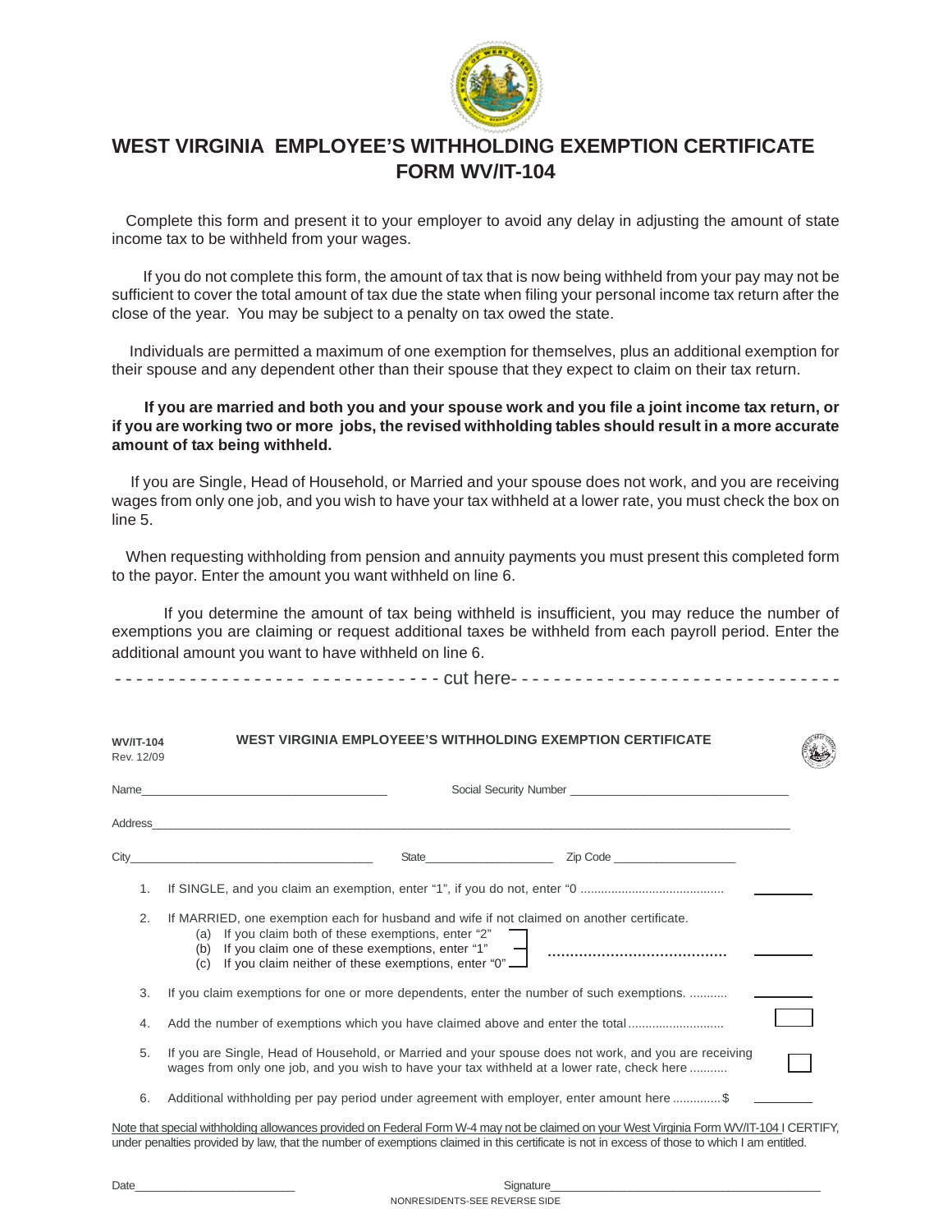# WEST VIRGINIA EMPLOYEE'S WITHHOLDING EXEMPTION CERTIFICATE FORM WV/IT-104

Complete this form and present it to your employer to avoid any delay in adjusting the amount of state income tax to be withheld from your wages.

If you do not complete this form, the amount of tax that is now being withheld from your pay may not be sufficient to cover the total amount of tax due the state when filing your personal income tax return after the close of the year. You may be subject to a penalty on tax owed the state.

Individuals are permitted a maximum of one exemption for themselves, plus an additional exemption for their spouse and any dependent other than their spouse that they expect to claim on their tax return.

**If you are married and both you and your spouse work and you file a joint income tax return, or if you are working two or more jobs, the revised withholding tables should result in a more accurate amount of tax being withheld.**

If you are Single, Head of Household, or Married and your spouse does not work, and you are receiving wages from only one job, and you wish to have your tax withheld at a lower rate, you must check the box on line 5.

When requesting withholding from pension and annuity payments you must present this completed form to the payor. Enter the amount you want withheld on line 6.

If you determine the amount of tax being withheld is insufficient, you may reduce the number of exemptions you are claiming or request additional taxes be withheld from each payroll period. Enter the additional amount you want to have withheld on line 6.

- - - - - - - - - - - - - - - - - - - - - - - - - - - - - cut here- - - - - - - - - - - - - - - - - - - - - - - - - - - - - -

**WV/IT-104**
Rev. 12/09

**WEST VIRGINIA EMPLOYEEE'S WITHHOLDING EXEMPTION CERTIFICATE**

Name______________________________________ Social Security Number __________________________________

Address_____________________________________________________________________________________________

City______________________________________ State____________________ Zip Code ___________________

1. If SINGLE, and you claim an exemption, enter "1", if you do not, enter "0 ......................................... ________

2. If MARRIED, one exemption each for husband and wife if not claimed on another certificate.
   - (a) If you claim both of these exemptions, enter "2"
   - (b) If you claim one of these exemptions, enter "1"
   - (c) If you claim neither of these exemptions, enter "0" ......................................... ________

3. If you claim exemptions for one or more dependents, enter the number of such exemptions. ........... ________

4. Add the number of exemptions which you have claimed above and enter the total ........................... ☐

5. If you are Single, Head of Household, or Married and your spouse does not work, and you are receiving wages from only one job, and you wish to have your tax withheld at a lower rate, check here ........... ☐

6. Additional withholding per pay period under agreement with employer, enter amount here .............$ ________

Note that special withholding allowances provided on Federal Form W-4 may not be claimed on your West Virginia Form WV/IT-104 I CERTIFY, under penalties provided by law, that the number of exemptions claimed in this certificate is not in excess of those to which I am entitled.

Date_________________________ Signature___________________________________________

NONRESIDENTS-SEE REVERSE SIDE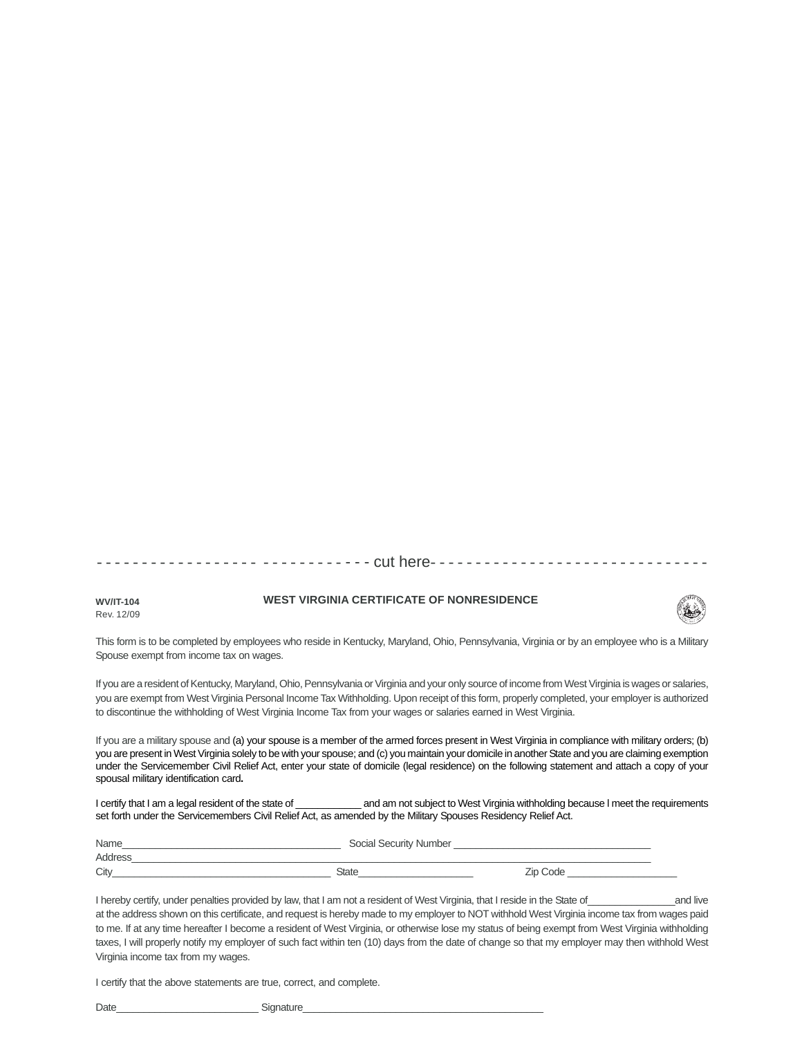- - - - - - - - - - - - - - - - - - - - - - - - - - - - - - cut here- - - - - - - - - - - - - - - - - - - - - - - - - - - - - -

**WV/IT-104**
Rev. 12/09

## WEST VIRGINIA CERTIFICATE OF NONRESIDENCE

This form is to be completed by employees who reside in Kentucky, Maryland, Ohio, Pennsylvania, Virginia or by an employee who is a Military Spouse exempt from income tax on wages.

If you are a resident of Kentucky, Maryland, Ohio, Pennsylvania or Virginia and your only source of income from West Virginia is wages or salaries, you are exempt from West Virginia Personal Income Tax Withholding. Upon receipt of this form, properly completed, your employer is authorized to discontinue the withholding of West Virginia Income Tax from your wages or salaries earned in West Virginia.

If you are a military spouse and (a) your spouse is a member of the armed forces present in West Virginia in compliance with military orders; (b) you are present in West Virginia solely to be with your spouse; and (c) you maintain your domicile in another State and you are claiming exemption under the Servicemember Civil Relief Act, enter your state of domicile (legal residence) on the following statement and attach a copy of your spousal military identification card**.**

I certify that I am a legal resident of the state of ____________ and am not subject to West Virginia withholding because I meet the requirements set forth under the Servicemembers Civil Relief Act, as amended by the Military Spouses Residency Relief Act.

Name________________________________________ Social Security Number ____________________________________

Address________________________________________________________________________________________

City________________________________________ State_____________________ Zip Code ____________________

I hereby certify, under penalties provided by law, that I am not a resident of West Virginia, that I reside in the State of________________and live at the address shown on this certificate, and request is hereby made to my employer to NOT withhold West Virginia income tax from wages paid to me. If at any time hereafter I become a resident of West Virginia, or otherwise lose my status of being exempt from West Virginia withholding taxes, I will properly notify my employer of such fact within ten (10) days from the date of change so that my employer may then withhold West Virginia income tax from my wages.

I certify that the above statements are true, correct, and complete.

Date__________________________ Signature____________________________________________